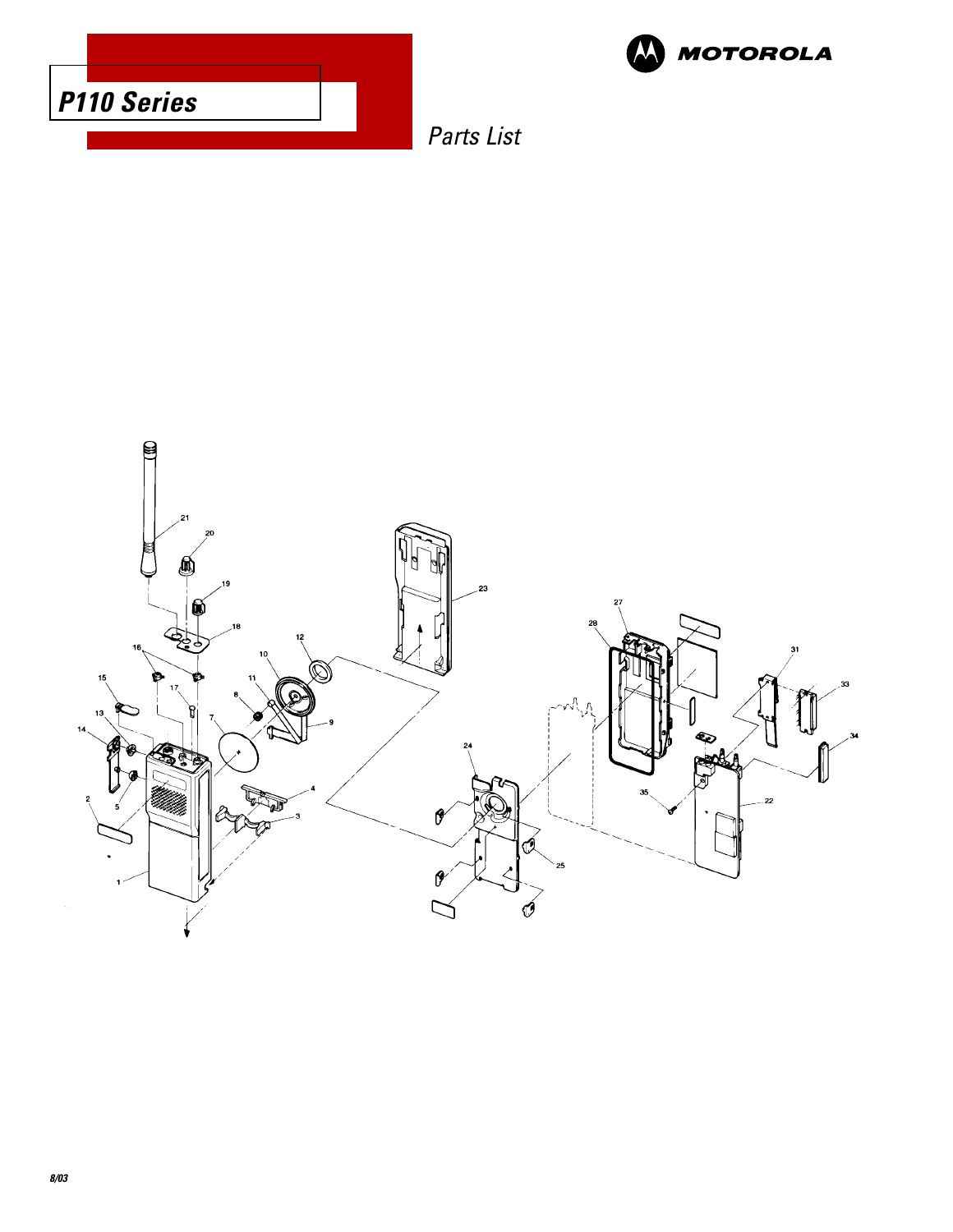# P110 Series

MOTOROLA

*Parts List*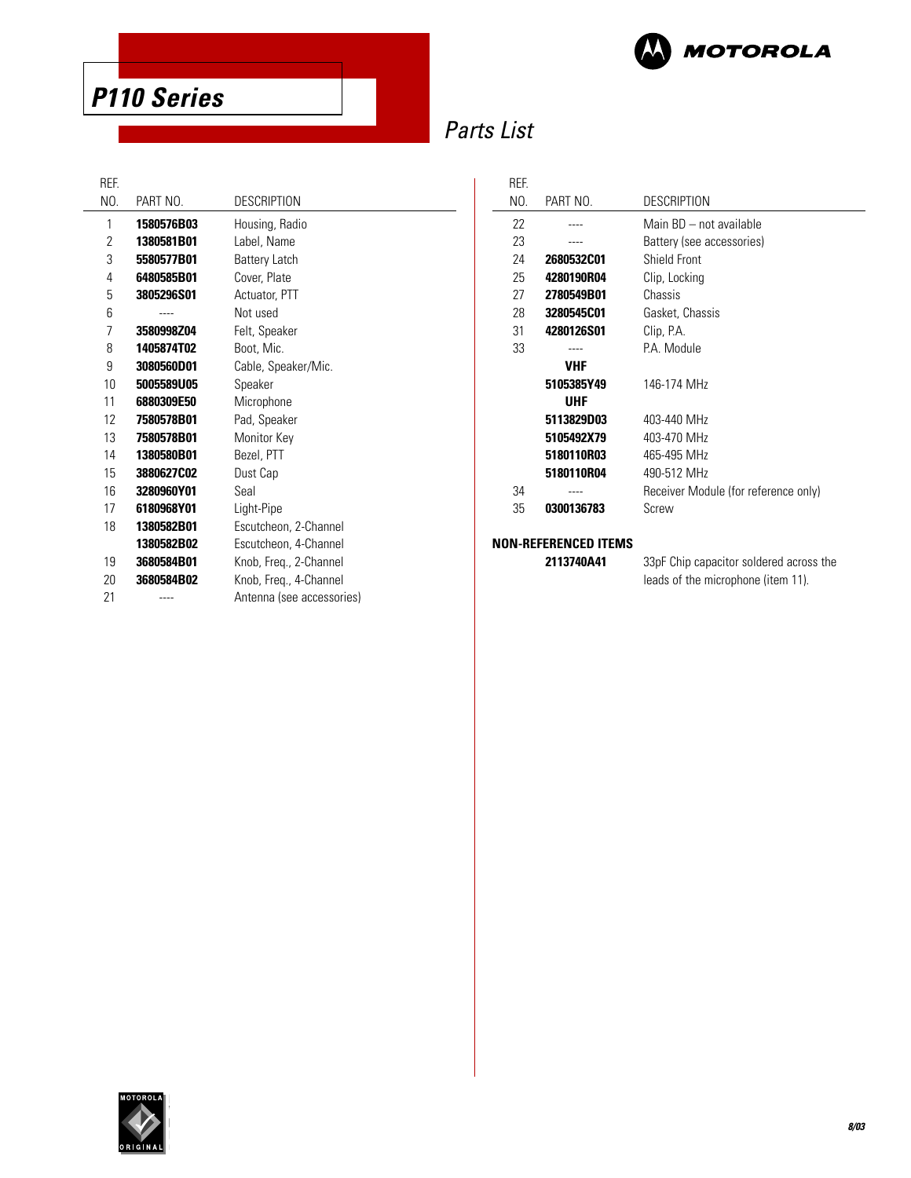# P110 Series

## Parts List

| REF. NO. | PART NO. | DESCRIPTION |
|---|---|---|
| 1 | **1580576B03** | Housing, Radio |
| 2 | **1380581B01** | Label, Name |
| 3 | **5580577B01** | Battery Latch |
| 4 | **6480585B01** | Cover, Plate |
| 5 | **3805296S01** | Actuator, PTT |
| 6 | ---- | Not used |
| 7 | **3580998Z04** | Felt, Speaker |
| 8 | **1405874T02** | Boot, Mic. |
| 9 | **3080560D01** | Cable, Speaker/Mic. |
| 10 | **5005589U05** | Speaker |
| 11 | **6880309E50** | Microphone |
| 12 | **7580578B01** | Pad, Speaker |
| 13 | **7580578B01** | Monitor Key |
| 14 | **1380580B01** | Bezel, PTT |
| 15 | **3880627C02** | Dust Cap |
| 16 | **3280960Y01** | Seal |
| 17 | **6180968Y01** | Light-Pipe |
| 18 | **1380582B01** | Escutcheon, 2-Channel |
| | **1380582B02** | Escutcheon, 4-Channel |
| 19 | **3680584B01** | Knob, Freq., 2-Channel |
| 20 | **3680584B02** | Knob, Freq., 4-Channel |
| 21 | ---- | Antenna (see accessories) |
| 22 | ---- | Main BD – not available |
| 23 | ---- | Battery (see accessories) |
| 24 | **2680532C01** | Shield Front |
| 25 | **4280190R04** | Clip, Locking |
| 27 | **2780549B01** | Chassis |
| 28 | **3280545C01** | Gasket, Chassis |
| 31 | **4280126S01** | Clip, P.A. |
| 33 | ---- | P.A. Module |
| | **VHF** | |
| | **5105385Y49** | 146-174 MHz |
| | **UHF** | |
| | **5113829D03** | 403-440 MHz |
| | **5105492X79** | 403-470 MHz |
| | **5180110R03** | 465-495 MHz |
| | **5180110R04** | 490-512 MHz |
| 34 | ---- | Receiver Module (for reference only) |
| 35 | **0300136783** | Screw |

**NON-REFERENCED ITEMS**

| PART NO. | DESCRIPTION |
|---|---|
| **2113740A41** | 33pF Chip capacitor soldered across the leads of the microphone (item 11). |

8/03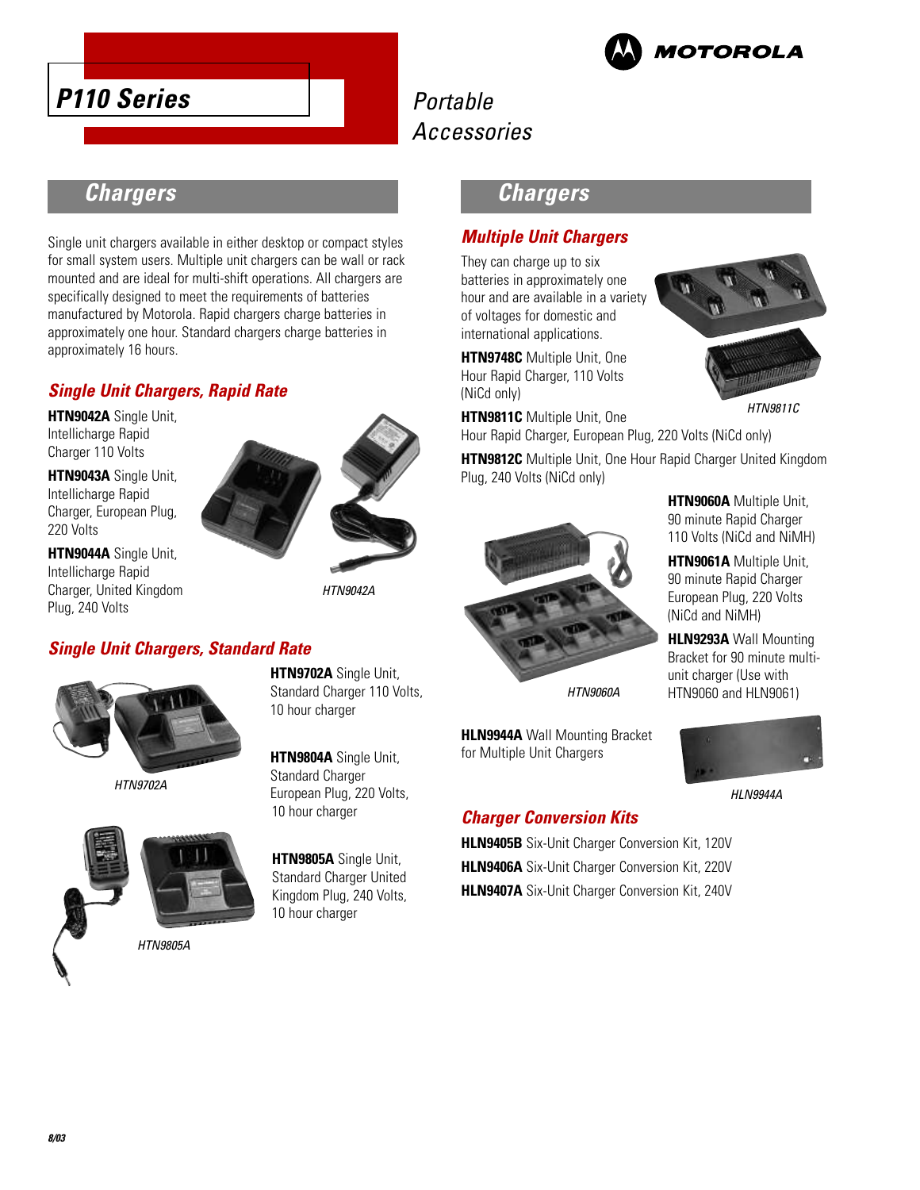# P110 Series

Portable Accessories

## Chargers

Single unit chargers available in either desktop or compact styles for small system users. Multiple unit chargers can be wall or rack mounted and are ideal for multi-shift operations. All chargers are specifically designed to meet the requirements of batteries manufactured by Motorola. Rapid chargers charge batteries in approximately one hour. Standard chargers charge batteries in approximately 16 hours.

### *Single Unit Chargers, Rapid Rate*

**HTN9042A** Single Unit, Intellicharge Rapid Charger 110 Volts

**HTN9043A** Single Unit, Intellicharge Rapid Charger, European Plug, 220 Volts

**HTN9044A** Single Unit, Intellicharge Rapid Charger, United Kingdom Plug, 240 Volts

*HTN9042A*

### *Single Unit Chargers, Standard Rate*

**HTN9702A** Single Unit, Standard Charger 110 Volts, 10 hour charger

*HTN9702A*

**HTN9804A** Single Unit, Standard Charger European Plug, 220 Volts, 10 hour charger

**HTN9805A** Single Unit, Standard Charger United Kingdom Plug, 240 Volts, 10 hour charger

*HTN9805A*

## Chargers

### *Multiple Unit Chargers*

They can charge up to six batteries in approximately one hour and are available in a variety of voltages for domestic and international applications.

**HTN9748C** Multiple Unit, One Hour Rapid Charger, 110 Volts (NiCd only)

**HTN9811C** Multiple Unit, One Hour Rapid Charger, European Plug, 220 Volts (NiCd only)

*HTN9811C*

**HTN9812C** Multiple Unit, One Hour Rapid Charger United Kingdom Plug, 240 Volts (NiCd only)

**HTN9060A** Multiple Unit, 90 minute Rapid Charger 110 Volts (NiCd and NiMH)

**HTN9061A** Multiple Unit, 90 minute Rapid Charger European Plug, 220 Volts (NiCd and NiMH)

**HLN9293A** Wall Mounting Bracket for 90 minute multi-unit charger (Use with HTN9060 and HLN9061)

*HTN9060A*

**HLN9944A** Wall Mounting Bracket for Multiple Unit Chargers

*HLN9944A*

### *Charger Conversion Kits*

**HLN9405B** Six-Unit Charger Conversion Kit, 120V

**HLN9406A** Six-Unit Charger Conversion Kit, 220V

**HLN9407A** Six-Unit Charger Conversion Kit, 240V

8/03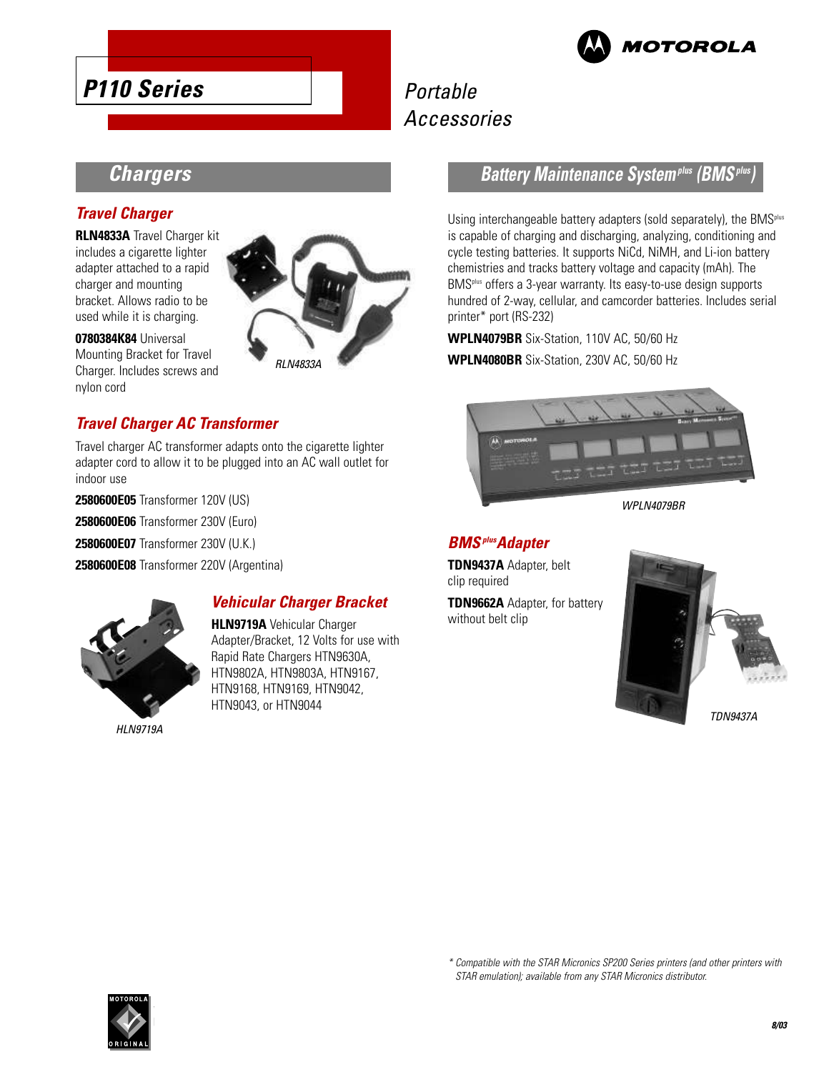# P110 Series

Portable Accessories

## Chargers

### Travel Charger

**RLN4833A** Travel Charger kit includes a cigarette lighter adapter attached to a rapid charger and mounting bracket. Allows radio to be used while it is charging.

**0780384K84** Universal Mounting Bracket for Travel Charger. Includes screws and nylon cord

*RLN4833A*

### Travel Charger AC Transformer

Travel charger AC transformer adapts onto the cigarette lighter adapter cord to allow it to be plugged into an AC wall outlet for indoor use

**2580600E05** Transformer 120V (US)

**2580600E06** Transformer 230V (Euro)

**2580600E07** Transformer 230V (U.K.)

**2580600E08** Transformer 220V (Argentina)

### Vehicular Charger Bracket

**HLN9719A** Vehicular Charger Adapter/Bracket, 12 Volts for use with Rapid Rate Chargers HTN9630A, HTN9802A, HTN9803A, HTN9167, HTN9168, HTN9169, HTN9042, HTN9043, or HTN9044

*HLN9719A*

## Battery Maintenance System[plus] (BMS[plus])

Using interchangeable battery adapters (sold separately), the BMS[plus] is capable of charging and discharging, analyzing, conditioning and cycle testing batteries. It supports NiCd, NiMH, and Li-ion battery chemistries and tracks battery voltage and capacity (mAh). The BMS[plus] offers a 3-year warranty. Its easy-to-use design supports hundred of 2-way, cellular, and camcorder batteries. Includes serial printer* port (RS-232)

**WPLN4079BR** Six-Station, 110V AC, 50/60 Hz

**WPLN4080BR** Six-Station, 230V AC, 50/60 Hz

*WPLN4079BR*

### BMS[plus] Adapter

**TDN9437A** Adapter, belt clip required

**TDN9662A** Adapter, for battery without belt clip

*TDN9437A*

*\* Compatible with the STAR Micronics SP200 Series printers (and other printers with STAR emulation); available from any STAR Micronics distributor.*

8/03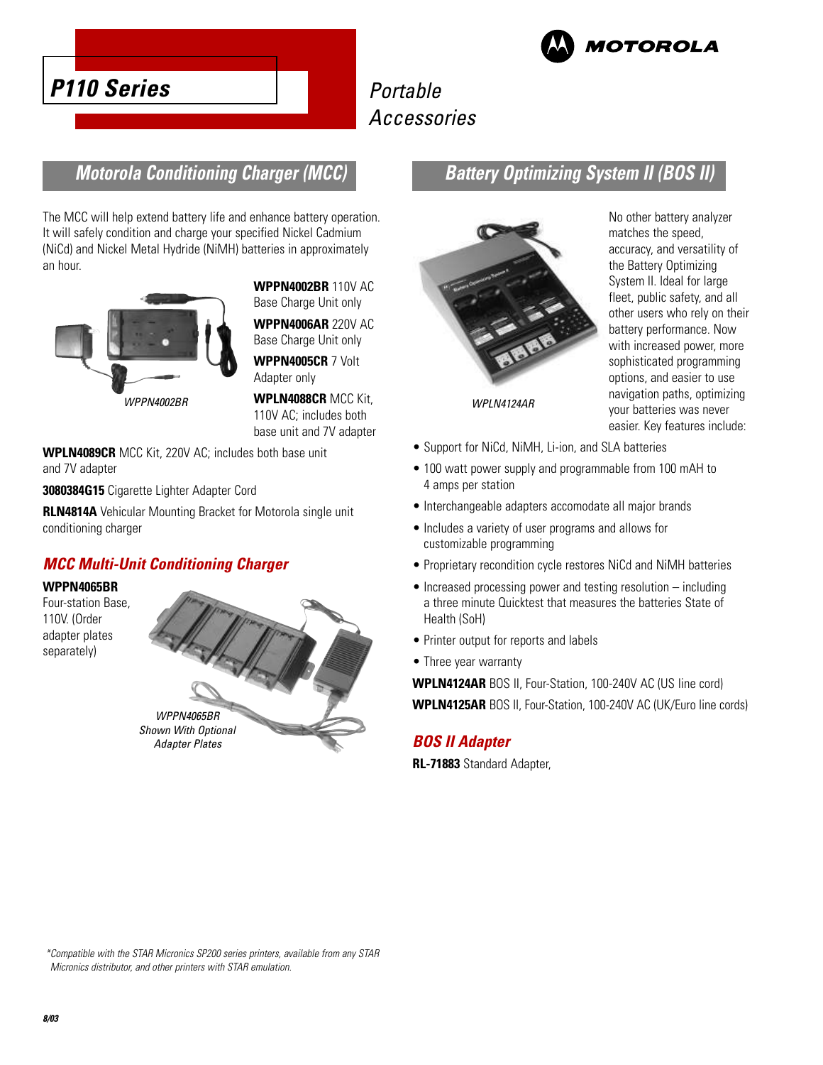# P110 Series

Portable Accessories

## Motorola Conditioning Charger (MCC)

The MCC will help extend battery life and enhance battery operation. It will safely condition and charge your specified Nickel Cadmium (NiCd) and Nickel Metal Hydride (NiMH) batteries in approximately an hour.

*WPPN4002BR*

**WPPN4002BR** 110V AC Base Charge Unit only

**WPPN4006AR** 220V AC Base Charge Unit only

**WPPN4005CR** 7 Volt Adapter only

**WPLN4088CR** MCC Kit, 110V AC; includes both base unit and 7V adapter

**WPLN4089CR** MCC Kit, 220V AC; includes both base unit and 7V adapter

**3080384G15** Cigarette Lighter Adapter Cord

**RLN4814A** Vehicular Mounting Bracket for Motorola single unit conditioning charger

### MCC Multi-Unit Conditioning Charger

**WPPN4065BR**
Four-station Base, 110V. (Order adapter plates separately)

*WPPN4065BR Shown With Optional Adapter Plates*

## Battery Optimizing System II (BOS II)

*WPLN4124AR*

No other battery analyzer matches the speed, accuracy, and versatility of the Battery Optimizing System II. Ideal for large fleet, public safety, and all other users who rely on their battery performance. Now with increased power, more sophisticated programming options, and easier to use navigation paths, optimizing your batteries was never easier. Key features include:

- Support for NiCd, NiMH, Li-ion, and SLA batteries
- 100 watt power supply and programmable from 100 mAH to 4 amps per station
- Interchangeable adapters accomodate all major brands
- Includes a variety of user programs and allows for customizable programming
- Proprietary recondition cycle restores NiCd and NiMH batteries
- Increased processing power and testing resolution – including a three minute Quicktest that measures the batteries State of Health (SoH)
- Printer output for reports and labels
- Three year warranty

**WPLN4124AR** BOS II, Four-Station, 100-240V AC (US line cord)

**WPLN4125AR** BOS II, Four-Station, 100-240V AC (UK/Euro line cords)

### BOS II Adapter

**RL-71883** Standard Adapter,

*Compatible with the STAR Micronics SP200 series printers, available from any STAR Micronics distributor, and other printers with STAR emulation.

8/03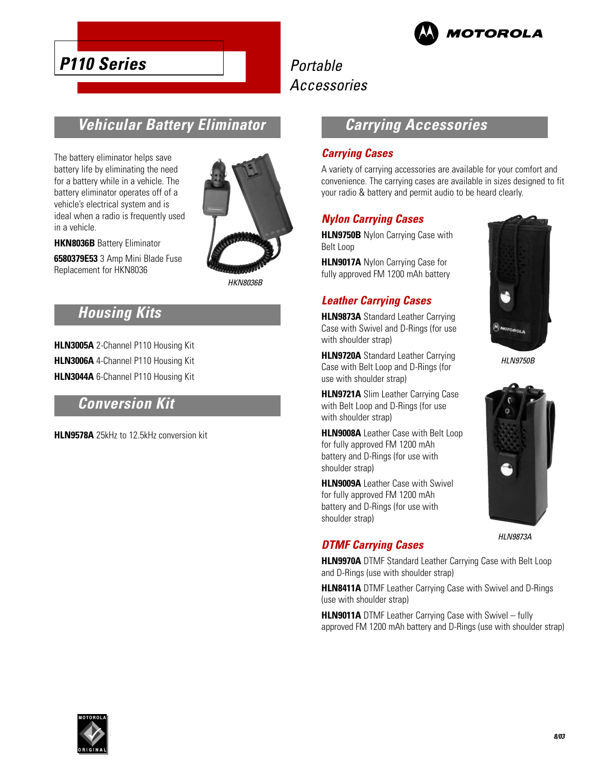# P110 Series

Portable Accessories

## Vehicular Battery Eliminator

The battery eliminator helps save battery life by eliminating the need for a battery while in a vehicle. The battery eliminator operates off of a vehicle's electrical system and is ideal when a radio is frequently used in a vehicle.

**HKN8036B** Battery Eliminator

**6580379E53** 3 Amp Mini Blade Fuse Replacement for HKN8036

*HKN8036B*

## Housing Kits

**HLN3005A** 2-Channel P110 Housing Kit

**HLN3006A** 4-Channel P110 Housing Kit

**HLN3044A** 6-Channel P110 Housing Kit

## Conversion Kit

**HLN9578A** 25kHz to 12.5kHz conversion kit

## Carrying Accessories

### Carrying Cases

A variety of carrying accessories are available for your comfort and convenience. The carrying cases are available in sizes designed to fit your radio & battery and permit audio to be heard clearly.

### Nylon Carrying Cases

**HLN9750B** Nylon Carrying Case with Belt Loop

**HLN9017A** Nylon Carrying Case for fully approved FM 1200 mAh battery

*HLN9750B*

### Leather Carrying Cases

**HLN9873A** Standard Leather Carrying Case with Swivel and D-Rings (for use with shoulder strap)

**HLN9720A** Standard Leather Carrying Case with Belt Loop and D-Rings (for use with shoulder strap)

**HLN9721A** Slim Leather Carrying Case with Belt Loop and D-Rings (for use with shoulder strap)

**HLN9008A** Leather Case with Belt Loop for fully approved FM 1200 mAh battery and D-Rings (for use with shoulder strap)

**HLN9009A** Leather Case with Swivel for fully approved FM 1200 mAh battery and D-Rings (for use with shoulder strap)

*HLN9873A*

### DTMF Carrying Cases

**HLN9970A** DTMF Standard Leather Carrying Case with Belt Loop and D-Rings (use with shoulder strap)

**HLN8411A** DTMF Leather Carrying Case with Swivel and D-Rings (use with shoulder strap)

**HLN9011A** DTMF Leather Carrying Case with Swivel – fully approved FM 1200 mAh battery and D-Rings (use with shoulder strap)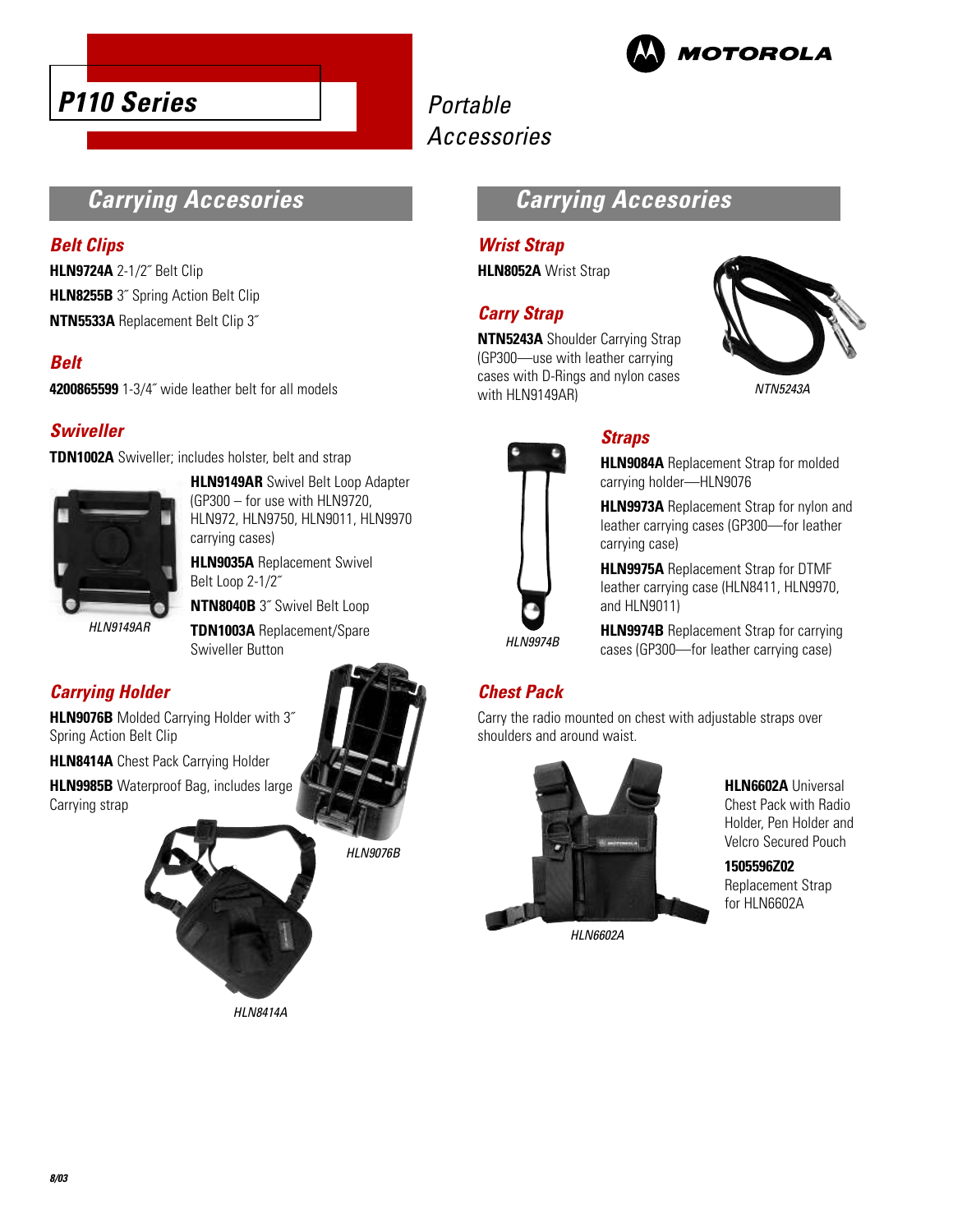# P110 Series

Portable Accessories

## Carrying Accesories

### Belt Clips

**HLN9724A** 2-1/2˝ Belt Clip

**HLN8255B** 3˝ Spring Action Belt Clip

**NTN5533A** Replacement Belt Clip 3˝

### Belt

**4200865599** 1-3/4˝ wide leather belt for all models

### Swiveller

**TDN1002A** Swiveller; includes holster, belt and strap

**HLN9149AR** Swivel Belt Loop Adapter (GP300 – for use with HLN9720, HLN972, HLN9750, HLN9011, HLN9970 carrying cases)

**HLN9035A** Replacement Swivel Belt Loop 2-1/2˝

**NTN8040B** 3˝ Swivel Belt Loop

**TDN1003A** Replacement/Spare Swiveller Button

HLN9149AR

### Carrying Holder

**HLN9076B** Molded Carrying Holder with 3˝ Spring Action Belt Clip

**HLN8414A** Chest Pack Carrying Holder

**HLN9985B** Waterproof Bag, includes large Carrying strap

HLN9076B

HLN8414A

## Carrying Accesories

### Wrist Strap

**HLN8052A** Wrist Strap

### Carry Strap

**NTN5243A** Shoulder Carrying Strap (GP300—use with leather carrying cases with D-Rings and nylon cases with HLN9149AR)

NTN5243A

### Straps

**HLN9084A** Replacement Strap for molded carrying holder—HLN9076

**HLN9973A** Replacement Strap for nylon and leather carrying cases (GP300—for leather carrying case)

**HLN9975A** Replacement Strap for DTMF leather carrying case (HLN8411, HLN9970, and HLN9011)

**HLN9974B** Replacement Strap for carrying cases (GP300—for leather carrying case)

HLN9974B

### Chest Pack

Carry the radio mounted on chest with adjustable straps over shoulders and around waist.

**HLN6602A** Universal Chest Pack with Radio Holder, Pen Holder and Velcro Secured Pouch

**1505596Z02** Replacement Strap for HLN6602A

HLN6602A

8/03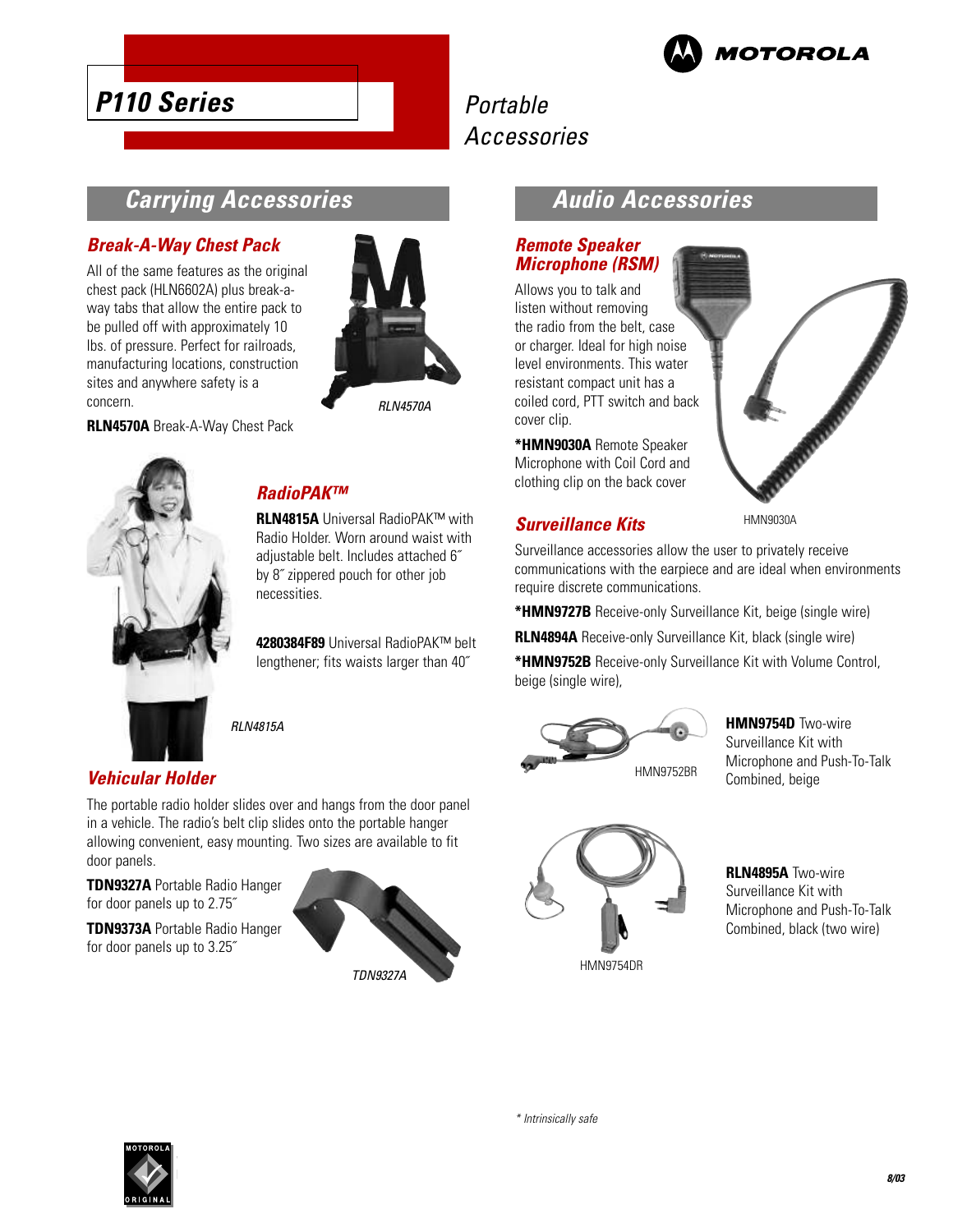# P110 Series

Portable Accessories

## Carrying Accessories

### Break-A-Way Chest Pack

All of the same features as the original chest pack (HLN6602A) plus break-a-way tabs that allow the entire pack to be pulled off with approximately 10 lbs. of pressure. Perfect for railroads, manufacturing locations, construction sites and anywhere safety is a concern.

*RLN4570A*

**RLN4570A** Break-A-Way Chest Pack

### RadioPAK™

**RLN4815A** Universal RadioPAK™ with Radio Holder. Worn around waist with adjustable belt. Includes attached 6˝ by 8˝ zippered pouch for other job necessities.

**4280384F89** Universal RadioPAK™ belt lengthener; fits waists larger than 40˝

*RLN4815A*

### Vehicular Holder

The portable radio holder slides over and hangs from the door panel in a vehicle. The radio's belt clip slides onto the portable hanger allowing convenient, easy mounting. Two sizes are available to fit door panels.

**TDN9327A** Portable Radio Hanger for door panels up to 2.75˝

**TDN9373A** Portable Radio Hanger for door panels up to 3.25˝

*TDN9327A*

## Audio Accessories

### Remote Speaker Microphone (RSM)

Allows you to talk and listen without removing the radio from the belt, case or charger. Ideal for high noise level environments. This water resistant compact unit has a coiled cord, PTT switch and back cover clip.

**\*HMN9030A** Remote Speaker Microphone with Coil Cord and clothing clip on the back cover

HMN9030A

### Surveillance Kits

Surveillance accessories allow the user to privately receive communications with the earpiece and are ideal when environments require discrete communications.

**\*HMN9727B** Receive-only Surveillance Kit, beige (single wire)

**RLN4894A** Receive-only Surveillance Kit, black (single wire)

**\*HMN9752B** Receive-only Surveillance Kit with Volume Control, beige (single wire),

HMN9752BR

**HMN9754D** Two-wire Surveillance Kit with Microphone and Push-To-Talk Combined, beige

HMN9754DR

**RLN4895A** Two-wire Surveillance Kit with Microphone and Push-To-Talk Combined, black (two wire)

*\* Intrinsically safe*

8/03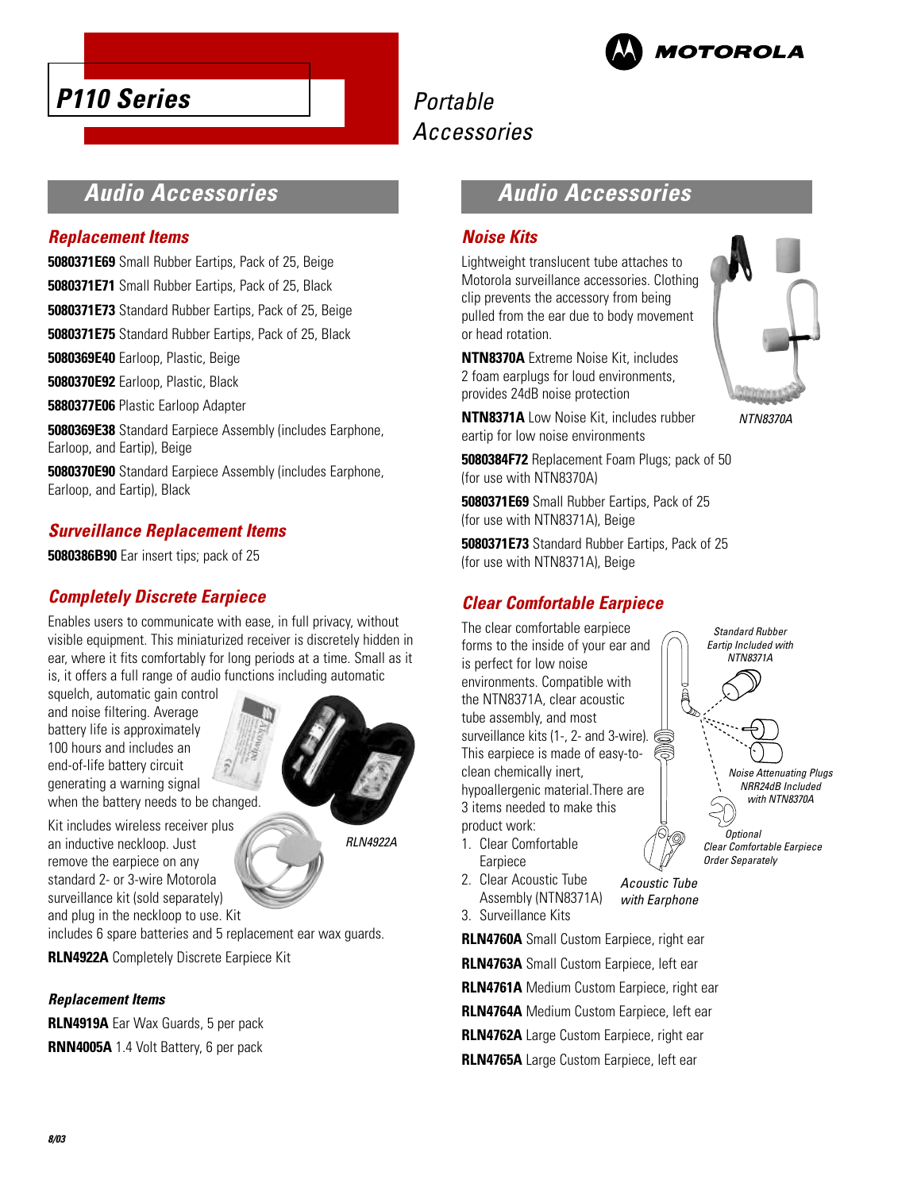# P110 Series

Portable Accessories

## Audio Accessories

### Replacement Items

**5080371E69** Small Rubber Eartips, Pack of 25, Beige

**5080371E71** Small Rubber Eartips, Pack of 25, Black

**5080371E73** Standard Rubber Eartips, Pack of 25, Beige

**5080371E75** Standard Rubber Eartips, Pack of 25, Black

**5080369E40** Earloop, Plastic, Beige

**5080370E92** Earloop, Plastic, Black

**5880377E06** Plastic Earloop Adapter

**5080369E38** Standard Earpiece Assembly (includes Earphone, Earloop, and Eartip), Beige

**5080370E90** Standard Earpiece Assembly (includes Earphone, Earloop, and Eartip), Black

### Surveillance Replacement Items

**5080386B90** Ear insert tips; pack of 25

### Completely Discrete Earpiece

Enables users to communicate with ease, in full privacy, without visible equipment. This miniaturized receiver is discretely hidden in ear, where it fits comfortably for long periods at a time. Small as it is, it offers a full range of audio functions including automatic squelch, automatic gain control and noise filtering. Average battery life is approximately 100 hours and includes an end-of-life battery circuit generating a warning signal when the battery needs to be changed.

Kit includes wireless receiver plus an inductive neckloop. Just remove the earpiece on any standard 2- or 3-wire Motorola surveillance kit (sold separately) and plug in the neckloop to use. Kit includes 6 spare batteries and 5 replacement ear wax guards.

*RLN4922A*

**RLN4922A** Completely Discrete Earpiece Kit

#### Replacement Items

**RLN4919A** Ear Wax Guards, 5 per pack

**RNN4005A** 1.4 Volt Battery, 6 per pack

## Audio Accessories

### Noise Kits

Lightweight translucent tube attaches to Motorola surveillance accessories. Clothing clip prevents the accessory from being pulled from the ear due to body movement or head rotation.

**NTN8370A** Extreme Noise Kit, includes 2 foam earplugs for loud environments, provides 24dB noise protection

**NTN8371A** Low Noise Kit, includes rubber eartip for low noise environments

*NTN8370A*

**5080384F72** Replacement Foam Plugs; pack of 50 (for use with NTN8370A)

**5080371E69** Small Rubber Eartips, Pack of 25 (for use with NTN8371A), Beige

**5080371E73** Standard Rubber Eartips, Pack of 25 (for use with NTN8371A), Beige

### Clear Comfortable Earpiece

The clear comfortable earpiece forms to the inside of your ear and is perfect for low noise environments. Compatible with the NTN8371A, clear acoustic tube assembly, and most surveillance kits (1-, 2- and 3-wire). This earpiece is made of easy-to-clean chemically inert, hypoallergenic material.There are 3 items needed to make this product work:

1. Clear Comfortable Earpiece
2. Clear Acoustic Tube Assembly (NTN8371A)
3. Surveillance Kits

*Standard Rubber Eartip Included with NTN8371A*

*Noise Attenuating Plugs NRR24dB Included with NTN8370A*

*Optional Clear Comfortable Earpiece Order Separately*

*Acoustic Tube with Earphone*

**RLN4760A** Small Custom Earpiece, right ear

**RLN4763A** Small Custom Earpiece, left ear

**RLN4761A** Medium Custom Earpiece, right ear

**RLN4764A** Medium Custom Earpiece, left ear

**RLN4762A** Large Custom Earpiece, right ear

**RLN4765A** Large Custom Earpiece, left ear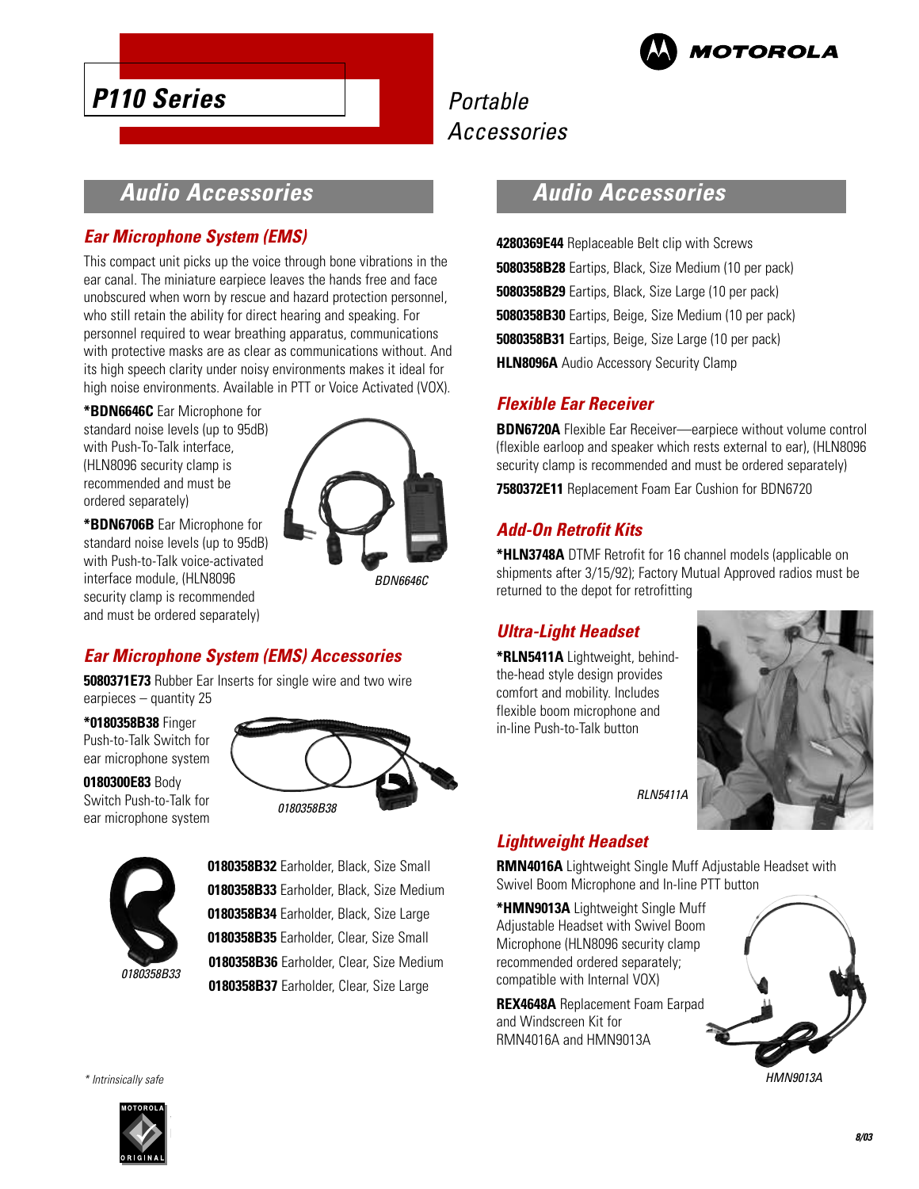# P110 Series

Portable Accessories

## Audio Accessories

### Ear Microphone System (EMS)

This compact unit picks up the voice through bone vibrations in the ear canal. The miniature earpiece leaves the hands free and face unobscured when worn by rescue and hazard protection personnel, who still retain the ability for direct hearing and speaking. For personnel required to wear breathing apparatus, communications with protective masks are as clear as communications without. And its high speech clarity under noisy environments makes it ideal for high noise environments. Available in PTT or Voice Activated (VOX).

**\*BDN6646C** Ear Microphone for standard noise levels (up to 95dB) with Push-To-Talk interface, (HLN8096 security clamp is recommended and must be ordered separately)

**\*BDN6706B** Ear Microphone for standard noise levels (up to 95dB) with Push-to-Talk voice-activated interface module, (HLN8096 security clamp is recommended and must be ordered separately)

BDN6646C

### Ear Microphone System (EMS) Accessories

**5080371E73** Rubber Ear Inserts for single wire and two wire earpieces – quantity 25

**\*0180358B38** Finger Push-to-Talk Switch for ear microphone system

**0180300E83** Body Switch Push-to-Talk for ear microphone system

0180358B38

**0180358B32** Earholder, Black, Size Small
**0180358B33** Earholder, Black, Size Medium
**0180358B34** Earholder, Black, Size Large
**0180358B35** Earholder, Clear, Size Small
**0180358B36** Earholder, Clear, Size Medium
**0180358B37** Earholder, Clear, Size Large

0180358B33

\* Intrinsically safe

## Audio Accessories

**4280369E44** Replaceable Belt clip with Screws
**5080358B28** Eartips, Black, Size Medium (10 per pack)
**5080358B29** Eartips, Black, Size Large (10 per pack)
**5080358B30** Eartips, Beige, Size Medium (10 per pack)
**5080358B31** Eartips, Beige, Size Large (10 per pack)
**HLN8096A** Audio Accessory Security Clamp

### Flexible Ear Receiver

**BDN6720A** Flexible Ear Receiver—earpiece without volume control (flexible earloop and speaker which rests external to ear), (HLN8096 security clamp is recommended and must be ordered separately)

**7580372E11** Replacement Foam Ear Cushion for BDN6720

### Add-On Retrofit Kits

**\*HLN3748A** DTMF Retrofit for 16 channel models (applicable on shipments after 3/15/92); Factory Mutual Approved radios must be returned to the depot for retrofitting

### Ultra-Light Headset

**\*RLN5411A** Lightweight, behind-the-head style design provides comfort and mobility. Includes flexible boom microphone and in-line Push-to-Talk button

RLN5411A

### Lightweight Headset

**RMN4016A** Lightweight Single Muff Adjustable Headset with Swivel Boom Microphone and In-line PTT button

**\*HMN9013A** Lightweight Single Muff Adjustable Headset with Swivel Boom Microphone (HLN8096 security clamp recommended ordered separately; compatible with Internal VOX)

**REX4648A** Replacement Foam Earpad and Windscreen Kit for RMN4016A and HMN9013A

HMN9013A

8/03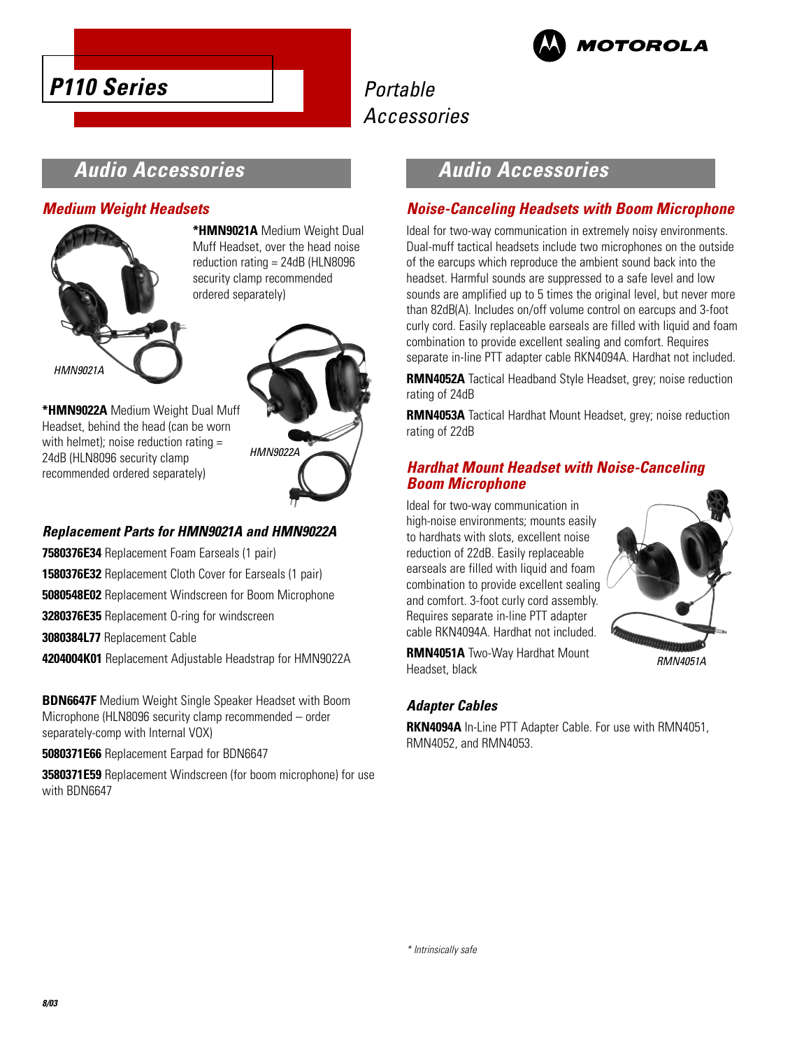# P110 Series

Portable Accessories

## Audio Accessories

### Medium Weight Headsets

HMN9021A

***HMN9021A** Medium Weight Dual Muff Headset, over the head noise reduction rating = 24dB (HLN8096 security clamp recommended ordered separately)

HMN9022A

***HMN9022A** Medium Weight Dual Muff Headset, behind the head (can be worn with helmet); noise reduction rating = 24dB (HLN8096 security clamp recommended ordered separately)

#### Replacement Parts for HMN9021A and HMN9022A

**7580376E34** Replacement Foam Earseals (1 pair)

**1580376E32** Replacement Cloth Cover for Earseals (1 pair)

**5080548E02** Replacement Windscreen for Boom Microphone

**3280376E35** Replacement O-ring for windscreen

**3080384L77** Replacement Cable

**4204004K01** Replacement Adjustable Headstrap for HMN9022A

**BDN6647F** Medium Weight Single Speaker Headset with Boom Microphone (HLN8096 security clamp recommended – order separately-comp with Internal VOX)

**5080371E66** Replacement Earpad for BDN6647

**3580371E59** Replacement Windscreen (for boom microphone) for use with BDN6647

## Audio Accessories

### Noise-Canceling Headsets with Boom Microphone

Ideal for two-way communication in extremely noisy environments. Dual-muff tactical headsets include two microphones on the outside of the earcups which reproduce the ambient sound back into the headset. Harmful sounds are suppressed to a safe level and low sounds are amplified up to 5 times the original level, but never more than 82dB(A). Includes on/off volume control on earcups and 3-foot curly cord. Easily replaceable earseals are filled with liquid and foam combination to provide excellent sealing and comfort. Requires separate in-line PTT adapter cable RKN4094A. Hardhat not included.

**RMN4052A** Tactical Headband Style Headset, grey; noise reduction rating of 24dB

**RMN4053A** Tactical Hardhat Mount Headset, grey; noise reduction rating of 22dB

### Hardhat Mount Headset with Noise-Canceling Boom Microphone

Ideal for two-way communication in high-noise environments; mounts easily to hardhats with slots, excellent noise reduction of 22dB. Easily replaceable earseals are filled with liquid and foam combination to provide excellent sealing and comfort. 3-foot curly cord assembly. Requires separate in-line PTT adapter cable RKN4094A. Hardhat not included.

**RMN4051A** Two-Way Hardhat Mount Headset, black

RMN4051A

#### Adapter Cables

**RKN4094A** In-Line PTT Adapter Cable. For use with RMN4051, RMN4052, and RMN4053.

* Intrinsically safe

8/03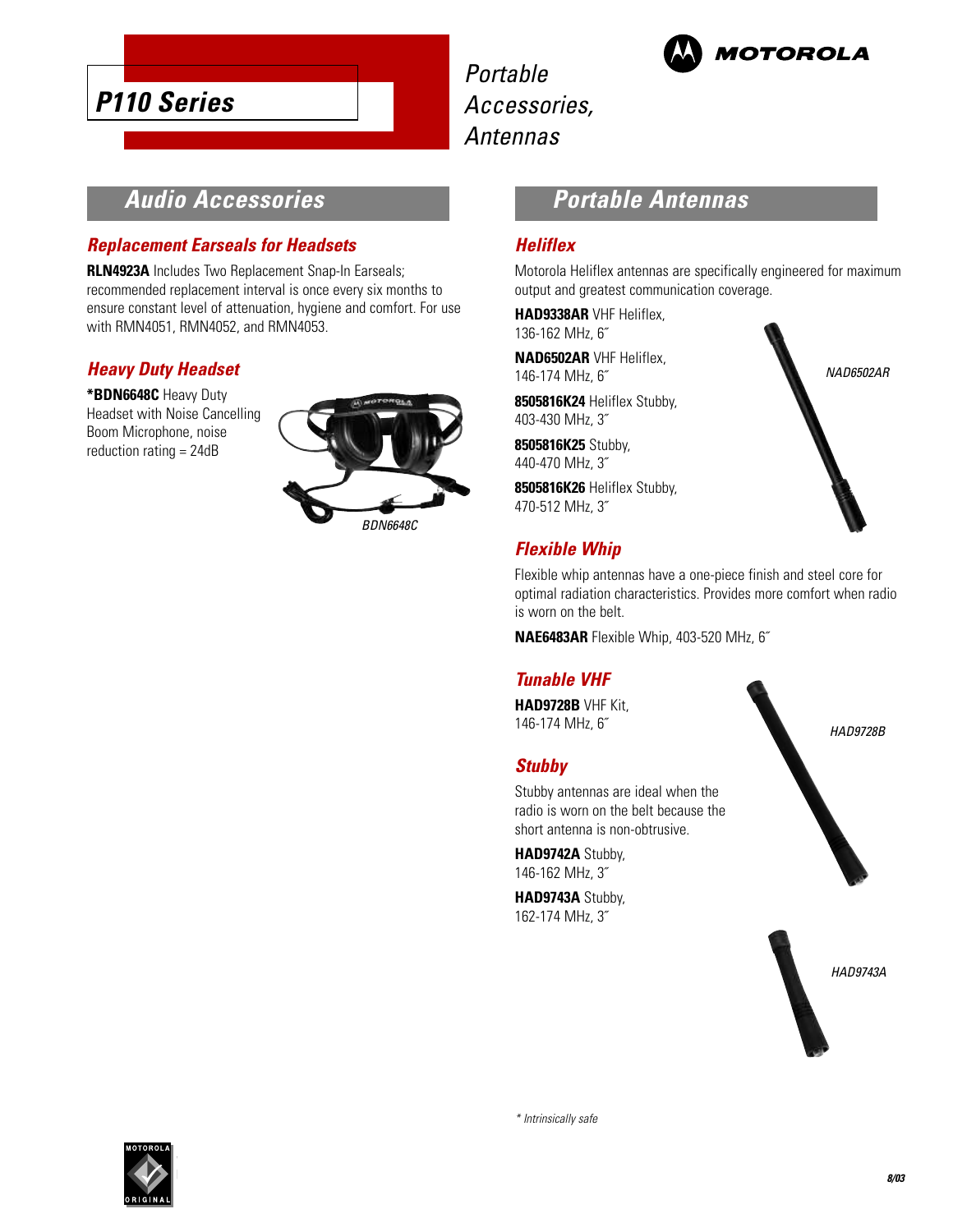# P110 Series

*Portable Accessories, Antennas*

## Audio Accessories

### Replacement Earseals for Headsets

**RLN4923A** Includes Two Replacement Snap-In Earseals; recommended replacement interval is once every six months to ensure constant level of attenuation, hygiene and comfort. For use with RMN4051, RMN4052, and RMN4053.

### Heavy Duty Headset

***BDN6648C** Heavy Duty Headset with Noise Cancelling Boom Microphone, noise reduction rating = 24dB

*BDN6648C*

## Portable Antennas

### Heliflex

Motorola Heliflex antennas are specifically engineered for maximum output and greatest communication coverage.

**HAD9338AR** VHF Heliflex, 136-162 MHz, 6˝

**NAD6502AR** VHF Heliflex, 146-174 MHz, 6˝

**8505816K24** Heliflex Stubby, 403-430 MHz, 3˝

**8505816K25** Stubby, 440-470 MHz, 3˝

**8505816K26** Heliflex Stubby, 470-512 MHz, 3˝

*NAD6502AR*

### Flexible Whip

Flexible whip antennas have a one-piece finish and steel core for optimal radiation characteristics. Provides more comfort when radio is worn on the belt.

**NAE6483AR** Flexible Whip, 403-520 MHz, 6˝

### Tunable VHF

**HAD9728B** VHF Kit, 146-174 MHz, 6˝

*HAD9728B*

### Stubby

Stubby antennas are ideal when the radio is worn on the belt because the short antenna is non-obtrusive.

**HAD9742A** Stubby, 146-162 MHz, 3˝

**HAD9743A** Stubby, 162-174 MHz, 3˝

*HAD9743A*

\* *Intrinsically safe*

8/03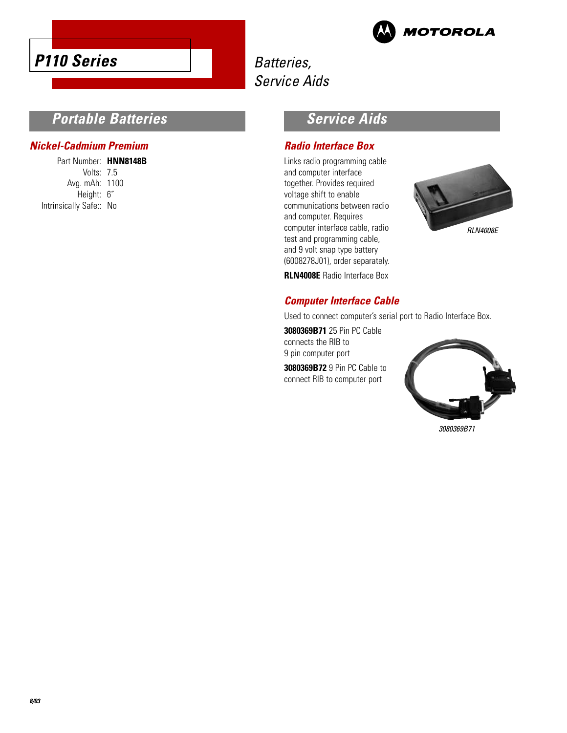# P110 Series

*Batteries, Service Aids*

## Portable Batteries

### Nickel-Cadmium Premium

| | |
|---|---|
| Part Number: | **HNN8148B** |
| Volts: | 7.5 |
| Avg. mAh: | 1100 |
| Height: | 6˝ |
| Intrinsically Safe:: | No |

## Service Aids

### Radio Interface Box

Links radio programming cable and computer interface together. Provides required voltage shift to enable communications between radio and computer. Requires computer interface cable, radio test and programming cable, and 9 volt snap type battery (6008278J01), order separately.

*RLN4008E*

**RLN4008E** Radio Interface Box

### Computer Interface Cable

Used to connect computer's serial port to Radio Interface Box.

**3080369B71** 25 Pin PC Cable connects the RIB to 9 pin computer port

**3080369B72** 9 Pin PC Cable to connect RIB to computer port

*3080369B71*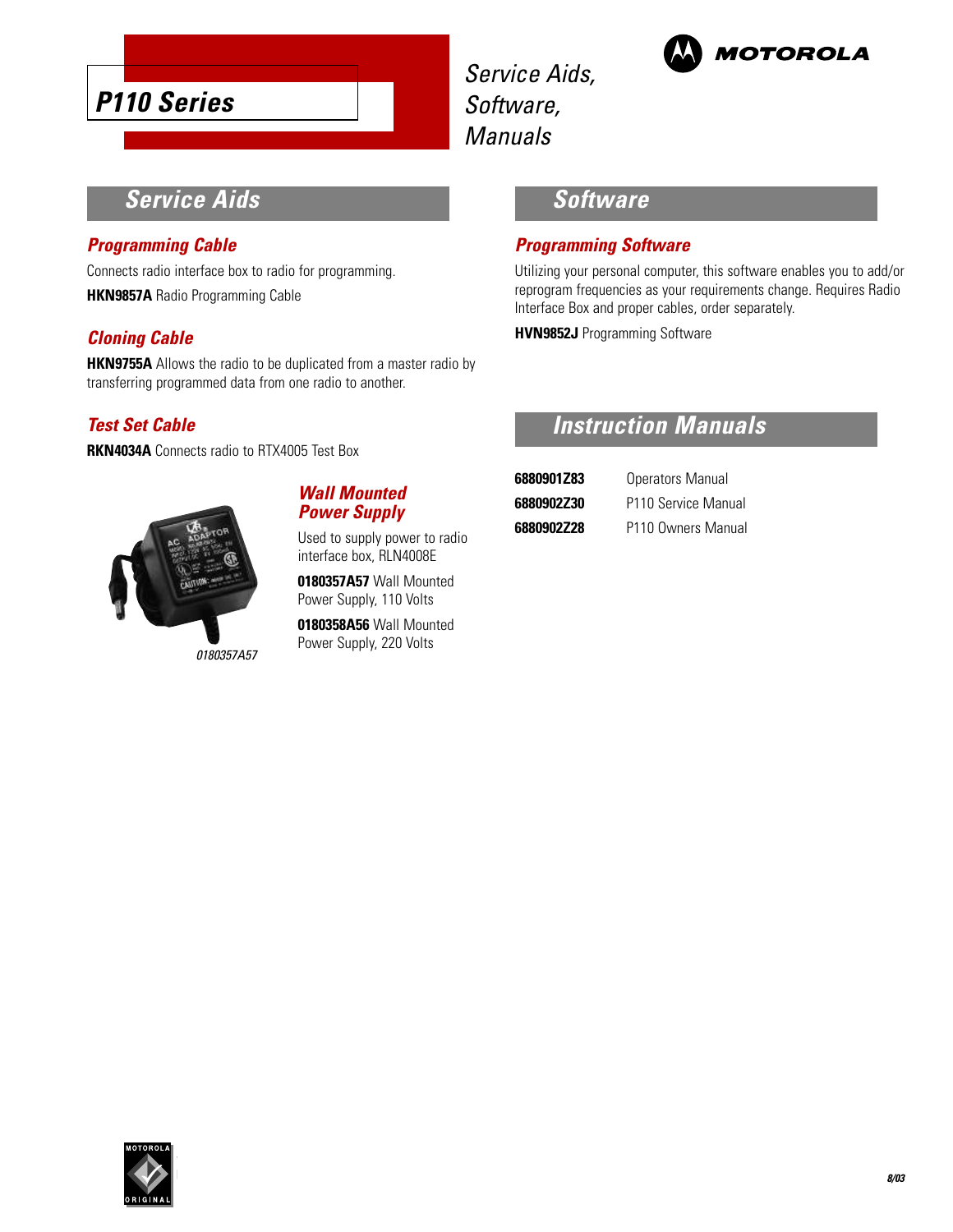# P110 Series

Service Aids, Software, Manuals

## Service Aids

### Programming Cable

Connects radio interface box to radio for programming.

**HKN9857A** Radio Programming Cable

### Cloning Cable

**HKN9755A** Allows the radio to be duplicated from a master radio by transferring programmed data from one radio to another.

### Test Set Cable

**RKN4034A** Connects radio to RTX4005 Test Box

### Wall Mounted Power Supply

Used to supply power to radio interface box, RLN4008E

**0180357A57** Wall Mounted Power Supply, 110 Volts

**0180358A56** Wall Mounted Power Supply, 220 Volts

0180357A57

## Software

### Programming Software

Utilizing your personal computer, this software enables you to add/or reprogram frequencies as your requirements change. Requires Radio Interface Box and proper cables, order separately.

**HVN9852J** Programming Software

## Instruction Manuals

| | |
|---|---|
| **6880901Z83** | Operators Manual |
| **6880902Z30** | P110 Service Manual |
| **6880902Z28** | P110 Owners Manual |

8/03